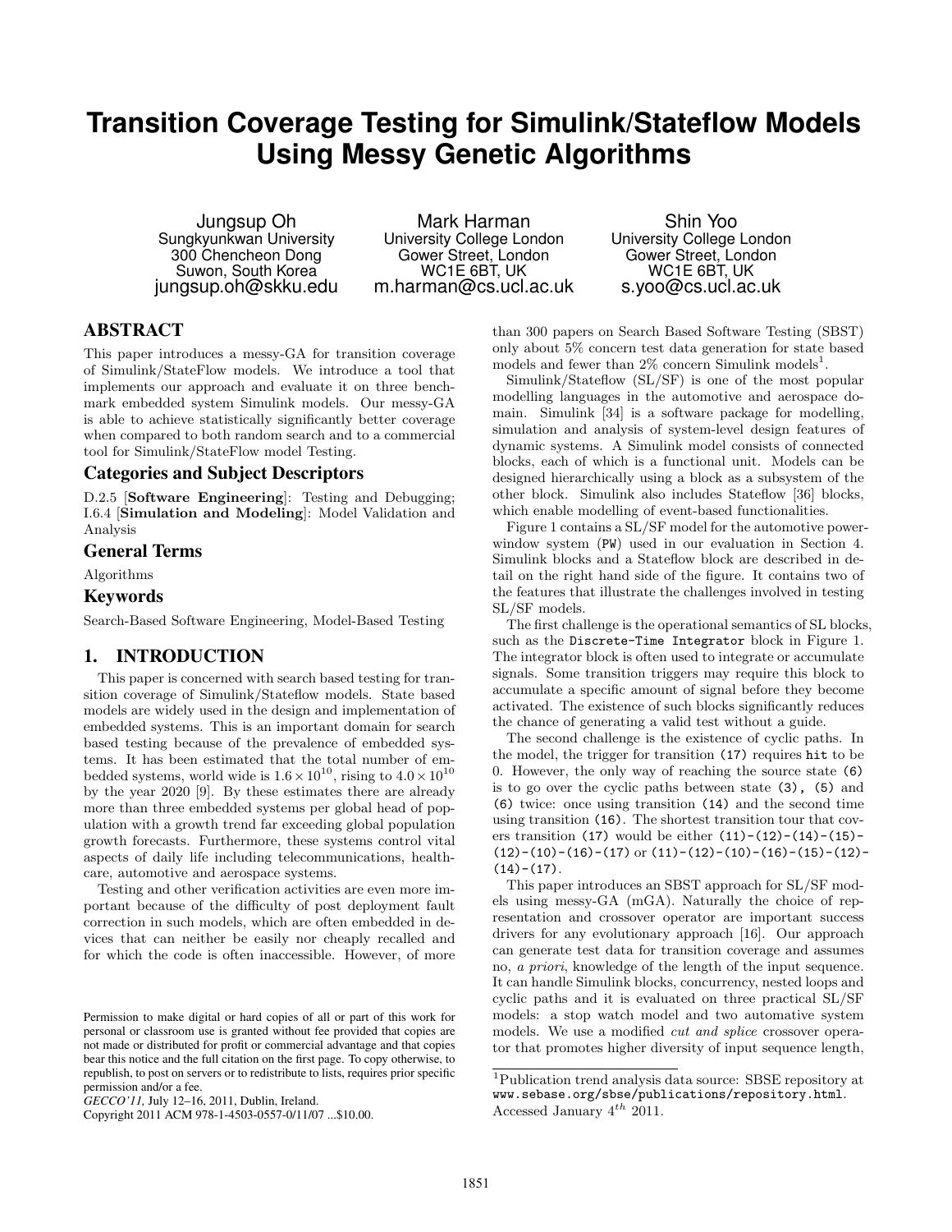# Transition Coverage Testing for Simulink/Stateflow Models Using Messy Genetic Algorithms

Jungsup Oh
Sungkyunkwan University
300 Chencheon Dong
Suwon, South Korea
jungsup.oh@skku.edu

Mark Harman
University College London
Gower Street, London
WC1E 6BT, UK
m.harman@cs.ucl.ac.uk

Shin Yoo
University College London
Gower Street, London
WC1E 6BT, UK
s.yoo@cs.ucl.ac.uk

## ABSTRACT

This paper introduces a messy-GA for transition coverage of Simulink/StateFlow models. We introduce a tool that implements our approach and evaluate it on three benchmark embedded system Simulink models. Our messy-GA is able to achieve statistically significantly better coverage when compared to both random search and to a commercial tool for Simulink/StateFlow model Testing.

### Categories and Subject Descriptors

D.2.5 [**Software Engineering**]: Testing and Debugging; I.6.4 [**Simulation and Modeling**]: Model Validation and Analysis

### General Terms

Algorithms

### Keywords

Search-Based Software Engineering, Model-Based Testing

## 1. INTRODUCTION

This paper is concerned with search based testing for transition coverage of Simulink/Stateflow models. State based models are widely used in the design and implementation of embedded systems. This is an important domain for search based testing because of the prevalence of embedded systems. It has been estimated that the total number of embedded systems, world wide is $1.6 \times 10^{10}$, rising to $4.0 \times 10^{10}$ by the year 2020 [9]. By these estimates there are already more than three embedded systems per global head of population with a growth trend far exceeding global population growth forecasts. Furthermore, these systems control vital aspects of daily life including telecommunications, healthcare, automotive and aerospace systems.

Testing and other verification activities are even more important because of the difficulty of post deployment fault correction in such models, which are often embedded in devices that can neither be easily nor cheaply recalled and for which the code is often inaccessible. However, of more than 300 papers on Search Based Software Testing (SBST) only about 5% concern test data generation for state based models and fewer than 2% concern Simulink models[1].

Simulink/Stateflow (SL/SF) is one of the most popular modelling languages in the automotive and aerospace domain. Simulink [34] is a software package for modelling, simulation and analysis of system-level design features of dynamic systems. A Simulink model consists of connected blocks, each of which is a functional unit. Models can be designed hierarchically using a block as a subsystem of the other block. Simulink also includes Stateflow [36] blocks, which enable modelling of event-based functionalities.

Figure 1 contains a SL/SF model for the automotive powerwindow system (`PW`) used in our evaluation in Section 4. Simulink blocks and a Stateflow block are described in detail on the right hand side of the figure. It contains two of the features that illustrate the challenges involved in testing SL/SF models.

The first challenge is the operational semantics of SL blocks, such as the `Discrete-Time Integrator` block in Figure 1. The integrator block is often used to integrate or accumulate signals. Some transition triggers may require this block to accumulate a specific amount of signal before they become activated. The existence of such blocks significantly reduces the chance of generating a valid test without a guide.

The second challenge is the existence of cyclic paths. In the model, the trigger for transition `(17)` requires `hit` to be 0. However, the only way of reaching the source state `(6)` is to go over the cyclic paths between state `(3)`, `(5)` and `(6)` twice: once using transition `(14)` and the second time using transition `(16)`. The shortest transition tour that covers transition `(17)` would be either `(11)-(12)-(14)-(15)-(12)-(10)-(16)-(17)` or `(11)-(12)-(10)-(16)-(15)-(12)-(14)-(17)`.

This paper introduces an SBST approach for SL/SF models using messy-GA (mGA). Naturally the choice of representation and crossover operator are important success drivers for any evolutionary approach [16]. Our approach can generate test data for transition coverage and assumes no, *a priori*, knowledge of the length of the input sequence. It can handle Simulink blocks, concurrency, nested loops and cyclic paths and it is evaluated on three practical SL/SF models: a stop watch model and two automative system models. We use a modified *cut and splice* crossover operator that promotes higher diversity of input sequence length,

---

Permission to make digital or hard copies of all or part of this work for personal or classroom use is granted without fee provided that copies are not made or distributed for profit or commercial advantage and that copies bear this notice and the full citation on the first page. To copy otherwise, to republish, to post on servers or to redistribute to lists, requires prior specific permission and/or a fee.
*GECCO'11,* July 12–16, 2011, Dublin, Ireland.
Copyright 2011 ACM 978-1-4503-0557-0/11/07 ...$10.00.

[1]Publication trend analysis data source: SBSE repository at `www.sebase.org/sbse/publications/repository.html`. Accessed January $4^{th}$ 2011.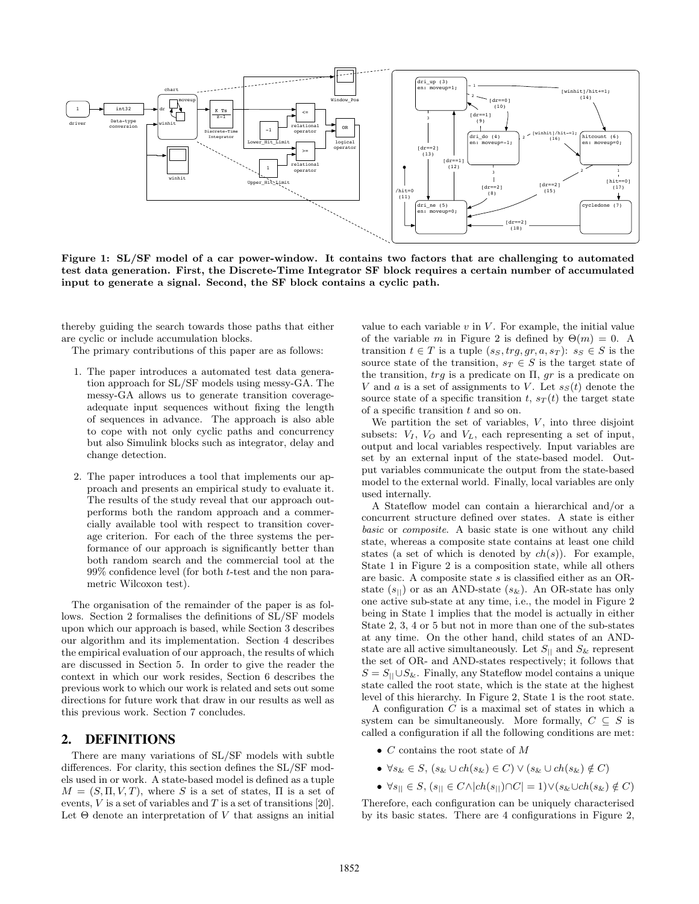**Figure 1: SL/SF model of a car power-window. It contains two factors that are challenging to automated test data generation. First, the Discrete-Time Integrator SF block requires a certain number of accumulated input to generate a signal. Second, the SF block contains a cyclic path.**

thereby guiding the search towards those paths that either are cyclic or include accumulation blocks.

The primary contributions of this paper are as follows:

1. The paper introduces a automated test data generation approach for SL/SF models using messy-GA. The messy-GA allows us to generate transition coverage-adequate input sequences without fixing the length of sequences in advance. The approach is also able to cope with not only cyclic paths and concurrency but also Simulink blocks such as integrator, delay and change detection.
2. The paper introduces a tool that implements our approach and presents an empirical study to evaluate it. The results of the study reveal that our approach outperforms both the random approach and a commercially available tool with respect to transition coverage criterion. For each of the three systems the performance of our approach is significantly better than both random search and the commercial tool at the 99% confidence level (for both $t$-test and the non parametric Wilcoxon test).

The organisation of the remainder of the paper is as follows. Section 2 formalises the definitions of SL/SF models upon which our approach is based, while Section 3 describes our algorithm and its implementation. Section 4 describes the empirical evaluation of our approach, the results of which are discussed in Section 5. In order to give the reader the context in which our work resides, Section 6 describes the previous work to which our work is related and sets out some directions for future work that draw in our results as well as this previous work. Section 7 concludes.

## 2. DEFINITIONS

There are many variations of SL/SF models with subtle differences. For clarity, this section defines the SL/SF models used in or work. A state-based model is defined as a tuple $M = (S, \Pi, V, T)$, where $S$ is a set of states, $\Pi$ is a set of events, $V$ is a set of variables and $T$ is a set of transitions [20]. Let $\Theta$ denote an interpretation of $V$ that assigns an initial value to each variable $v$ in $V$. For example, the initial value of the variable $m$ in Figure 2 is defined by $\Theta(m) = 0$. A transition $t \in T$ is a tuple $(s_S, trg, gr, a, s_T)$: $s_S \in S$ is the source state of the transition, $s_T \in S$ is the target state of the transition, $trg$ is a predicate on $\Pi$, $gr$ is a predicate on $V$ and $a$ is a set of assignments to $V$. Let $s_S(t)$ denote the source state of a specific transition $t$, $s_T(t)$ the target state of a specific transition $t$ and so on.

We partition the set of variables, $V$, into three disjoint subsets: $V_I$, $V_O$ and $V_L$, each representing a set of input, output and local variables respectively. Input variables are set by an external input of the state-based model. Output variables communicate the output from the state-based model to the external world. Finally, local variables are only used internally.

A Stateflow model can contain a hierarchical and/or a concurrent structure defined over states. A state is either *basic* or *composite*. A basic state is one without any child state, whereas a composite state contains at least one child states (a set of which is denoted by $ch(s)$). For example, State 1 in Figure 2 is a composition state, while all others are basic. A composite state $s$ is classified either as an OR-state ($s_{||}$) or as an AND-state ($s_{\&}$). An OR-state has only one active sub-state at any time, i.e., the model in Figure 2 being in State 1 implies that the model is actually in either State 2, 3, 4 or 5 but not in more than one of the sub-states at any time. On the other hand, child states of an AND-state are all active simultaneously. Let $S_{||}$ and $S_{\&}$ represent the set of OR- and AND-states respectively; it follows that $S = S_{||} \cup S_{\&}$. Finally, any Stateflow model contains a unique state called the root state, which is the state at the highest level of this hierarchy. In Figure 2, State 1 is the root state.

A configuration $C$ is a maximal set of states in which a system can be simultaneously. More formally, $C \subseteq S$ is called a configuration if all the following conditions are met:

- $C$ contains the root state of $M$
- $\forall s_{\&} \in S, (s_{\&} \cup ch(s_{\&}) \in C) \vee (s_{\&} \cup ch(s_{\&}) \notin C)$
- $\forall s_{||} \in S, (s_{||} \in C \wedge |ch(s_{||}) \cap C| = 1) \vee (s_{\&} \cup ch(s_{\&}) \notin C)$

Therefore, each configuration can be uniquely characterised by its basic states. There are 4 configurations in Figure 2,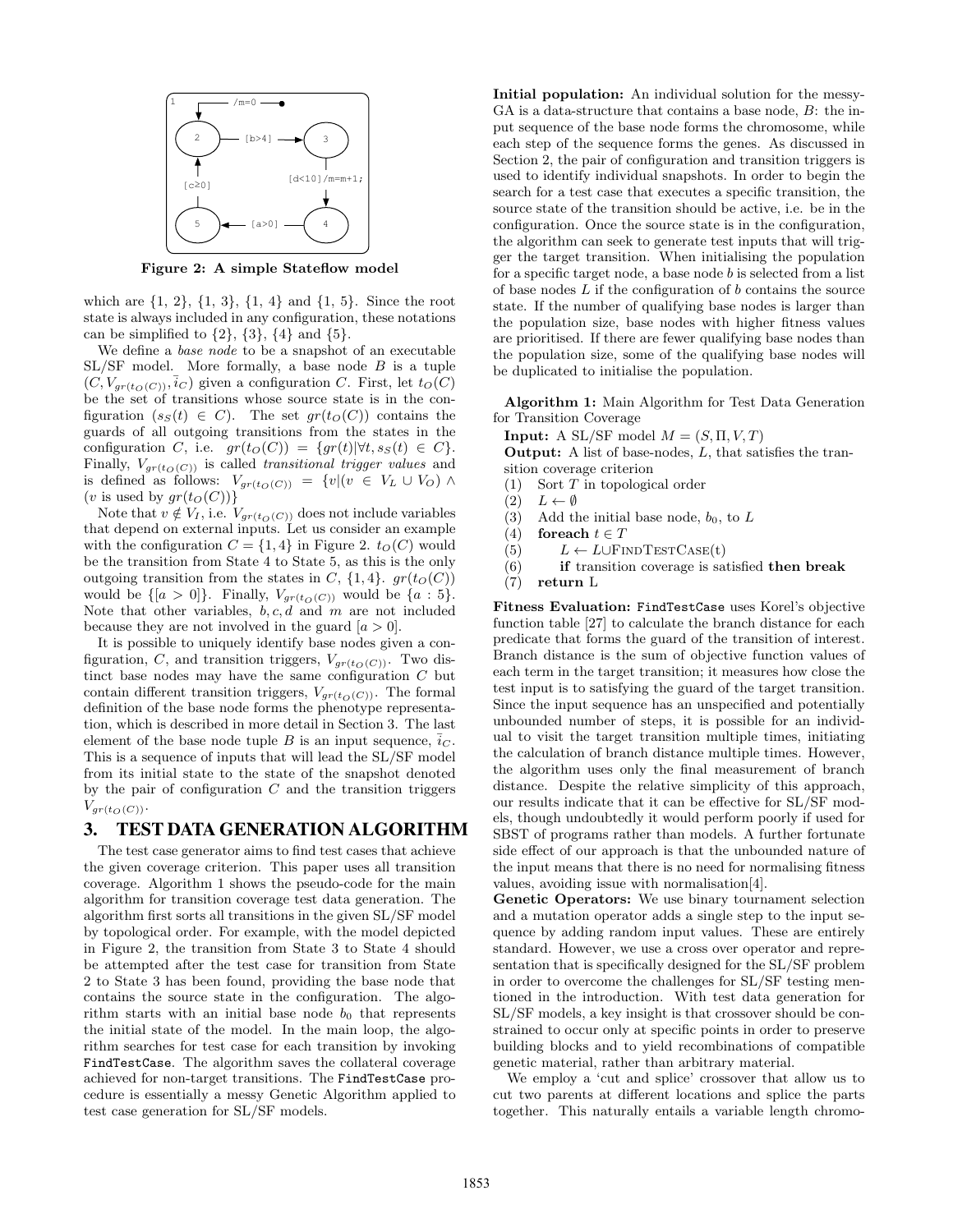Figure 2: A simple Stateflow model

which are {1, 2}, {1, 3}, {1, 4} and {1, 5}. Since the root state is always included in any configuration, these notations can be simplified to {2}, {3}, {4} and {5}.

We define a *base node* to be a snapshot of an executable SL/SF model. More formally, a base node $B$ is a tuple $(C, V_{gr(t_O(C))}, \bar{i}_C)$ given a configuration $C$. First, let $t_O(C)$ be the set of transitions whose source state is in the configuration ($s_S(t) \in C$). The set $gr(t_O(C))$ contains the guards of all outgoing transitions from the states in the configuration $C$, i.e. $gr(t_O(C)) = \{gr(t)|\forall t, s_S(t) \in C\}$. Finally, $V_{gr(t_O(C))}$ is called *transitional trigger values* and is defined as follows: $V_{gr(t_O(C))} = \{v|(v \in V_L \cup V_O) \wedge (v \text{ is used by } gr(t_O(C))\}$

Note that $v \notin V_I$, i.e. $V_{gr(t_O(C))}$ does not include variables that depend on external inputs. Let us consider an example with the configuration $C = \{1, 4\}$ in Figure 2. $t_O(C)$ would be the transition from State 4 to State 5, as this is the only outgoing transition from the states in $C$, $\{1, 4\}$. $gr(t_O(C))$ would be $\{[a > 0]\}$. Finally, $V_{gr(t_O(C))}$ would be $\{a : 5\}$. Note that other variables, $b, c, d$ and $m$ are not included because they are not involved in the guard $[a > 0]$.

It is possible to uniquely identify base nodes given a configuration, $C$, and transition triggers, $V_{gr(t_O(C))}$. Two distinct base nodes may have the same configuration $C$ but contain different transition triggers, $V_{gr(t_O(C))}$. The formal definition of the base node forms the phenotype representation, which is described in more detail in Section 3. The last element of the base node tuple $B$ is an input sequence, $\bar{i}_C$. This is a sequence of inputs that will lead the SL/SF model from its initial state to the state of the snapshot denoted by the pair of configuration $C$ and the transition triggers $V_{gr(t_O(C))}$.

## 3. TEST DATA GENERATION ALGORITHM

The test case generator aims to find test cases that achieve the given coverage criterion. This paper uses all transition coverage. Algorithm 1 shows the pseudo-code for the main algorithm for transition coverage test data generation. The algorithm first sorts all transitions in the given SL/SF model by topological order. For example, with the model depicted in Figure 2, the transition from State 3 to State 4 should be attempted after the test case for transition from State 2 to State 3 has been found, providing the base node that contains the source state in the configuration. The algorithm starts with an initial base node $b_0$ that represents the initial state of the model. In the main loop, the algorithm searches for test case for each transition by invoking `FindTestCase`. The algorithm saves the collateral coverage achieved for non-target transitions. The `FindTestCase` procedure is essentially a messy Genetic Algorithm applied to test case generation for SL/SF models.

**Initial population:** An individual solution for the messy-GA is a data-structure that contains a base node, $B$: the input sequence of the base node forms the chromosome, while each step of the sequence forms the genes. As discussed in Section 2, the pair of configuration and transition triggers is used to identify individual snapshots. In order to begin the search for a test case that executes a specific transition, the source state of the transition should be active, i.e. be in the configuration. Once the source state is in the configuration, the algorithm can seek to generate test inputs that will trigger the target transition. When initialising the population for a specific target node, a base node $b$ is selected from a list of base nodes $L$ if the configuration of $b$ contains the source state. If the number of qualifying base nodes is larger than the population size, base nodes with higher fitness values are prioritised. If there are fewer qualifying base nodes than the population size, some of the qualifying base nodes will be duplicated to initialise the population.

**Algorithm 1:** Main Algorithm for Test Data Generation for Transition Coverage

**Input:** A SL/SF model $M = (S, \Pi, V, T)$
**Output:** A list of base-nodes, $L$, that satisfies the transition coverage criterion

(1) Sort $T$ in topological order
(2) $L \leftarrow \emptyset$
(3) Add the initial base node, $b_0$, to $L$
(4) **foreach** $t \in T$
(5) $\quad L \leftarrow L \cup$ FindTestCase(t)
(6) $\quad$ **if** transition coverage is satisfied **then break**
(7) **return** L

**Fitness Evaluation:** `FindTestCase` uses Korel's objective function table [27] to calculate the branch distance for each predicate that forms the guard of the transition of interest. Branch distance is the sum of objective function values of each term in the target transition; it measures how close the test input is to satisfying the guard of the target transition. Since the input sequence has an unspecified and potentially unbounded number of steps, it is possible for an individual to visit the target transition multiple times, initiating the calculation of branch distance multiple times. However, the algorithm uses only the final measurement of branch distance. Despite the relative simplicity of this approach, our results indicate that it can be effective for SL/SF models, though undoubtedly it would perform poorly if used for SBST of programs rather than models. A further fortunate side effect of our approach is that the unbounded nature of the input means that there is no need for normalising fitness values, avoiding issue with normalisation[4].

**Genetic Operators:** We use binary tournament selection and a mutation operator adds a single step to the input sequence by adding random input values. These are entirely standard. However, we use a cross over operator and representation that is specifically designed for the SL/SF problem in order to overcome the challenges for SL/SF testing mentioned in the introduction. With test data generation for SL/SF models, a key insight is that crossover should be constrained to occur only at specific points in order to preserve building blocks and to yield recombinations of compatible genetic material, rather than arbitrary material.

We employ a 'cut and splice' crossover that allow us to cut two parents at different locations and splice the parts together. This naturally entails a variable length chromo-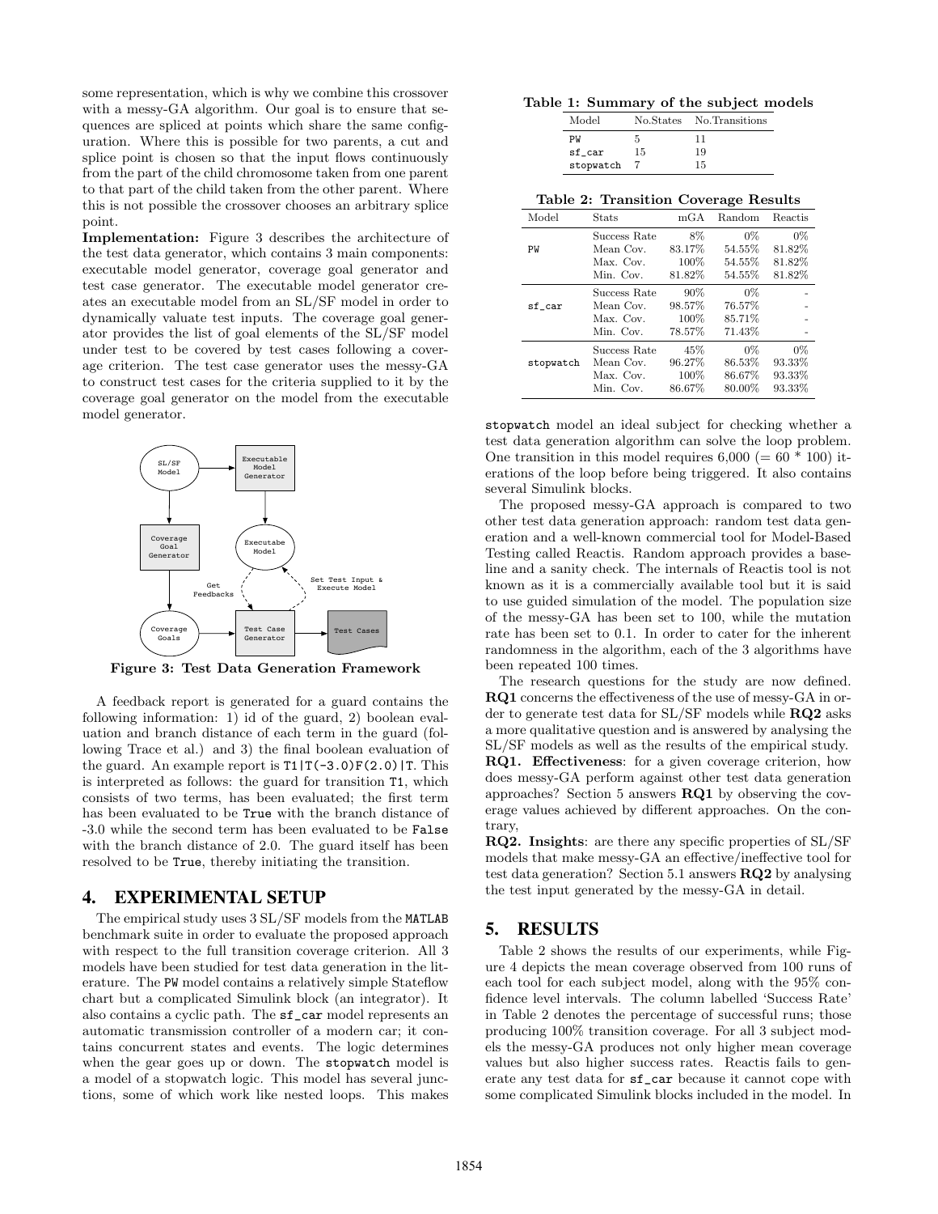some representation, which is why we combine this crossover with a messy-GA algorithm. Our goal is to ensure that sequences are spliced at points which share the same configuration. Where this is possible for two parents, a cut and splice point is chosen so that the input flows continuously from the part of the child chromosome taken from one parent to that part of the child taken from the other parent. Where this is not possible the crossover chooses an arbitrary splice point.

**Implementation:** Figure 3 describes the architecture of the test data generator, which contains 3 main components: executable model generator, coverage goal generator and test case generator. The executable model generator creates an executable model from an SL/SF model in order to dynamically valuate test inputs. The coverage goal generator provides the list of goal elements of the SL/SF model under test to be covered by test cases following a coverage criterion. The test case generator uses the messy-GA to construct test cases for the criteria supplied to it by the coverage goal generator on the model from the executable model generator.

**Figure 3: Test Data Generation Framework**

A feedback report is generated for a guard contains the following information: 1) id of the guard, 2) boolean evaluation and branch distance of each term in the guard (following Trace et al.) and 3) the final boolean evaluation of the guard. An example report is `T1|T(-3.0)F(2.0)|T`. This is interpreted as follows: the guard for transition `T1`, which consists of two terms, has been evaluated; the first term has been evaluated to be `True` with the branch distance of -3.0 while the second term has been evaluated to be `False` with the branch distance of 2.0. The guard itself has been resolved to be `True`, thereby initiating the transition.

## 4. EXPERIMENTAL SETUP

The empirical study uses 3 SL/SF models from the `MATLAB` benchmark suite in order to evaluate the proposed approach with respect to the full transition coverage criterion. All 3 models have been studied for test data generation in the literature. The `PW` model contains a relatively simple Stateflow chart but a complicated Simulink block (an integrator). It also contains a cyclic path. The `sf_car` model represents an automatic transmission controller of a modern car; it contains concurrent states and events. The logic determines when the gear goes up or down. The `stopwatch` model is a model of a stopwatch logic. This model has several junctions, some of which work like nested loops. This makes `stopwatch` model an ideal subject for checking whether a test data generation algorithm can solve the loop problem. One transition in this model requires 6,000 (= 60 * 100) iterations of the loop before being triggered. It also contains several Simulink blocks.

**Table 1: Summary of the subject models**

| Model | No.States | No.Transitions |
|---|---|---|
| PW | 5 | 11 |
| sf_car | 15 | 19 |
| stopwatch | 7 | 15 |

**Table 2: Transition Coverage Results**

| Model | Stats | mGA | Random | Reactis |
|---|---|---|---|---|
| PW | Success Rate | 8% | 0% | 0% |
| | Mean Cov. | 83.17% | 54.55% | 81.82% |
| | Max. Cov. | 100% | 54.55% | 81.82% |
| | Min. Cov. | 81.82% | 54.55% | 81.82% |
| sf_car | Success Rate | 90% | 0% | - |
| | Mean Cov. | 98.57% | 76.57% | - |
| | Max. Cov. | 100% | 85.71% | - |
| | Min. Cov. | 78.57% | 71.43% | - |
| stopwatch | Success Rate | 45% | 0% | 0% |
| | Mean Cov. | 96.27% | 86.53% | 93.33% |
| | Max. Cov. | 100% | 86.67% | 93.33% |
| | Min. Cov. | 86.67% | 80.00% | 93.33% |

The proposed messy-GA approach is compared to two other test data generation approach: random test data generation and a well-known commercial tool for Model-Based Testing called Reactis. Random approach provides a baseline and a sanity check. The internals of Reactis tool is not known as it is a commercially available tool but it is said to use guided simulation of the model. The population size of the messy-GA has been set to 100, while the mutation rate has been set to 0.1. In order to cater for the inherent randomness in the algorithm, each of the 3 algorithms have been repeated 100 times.

The research questions for the study are now defined. **RQ1** concerns the effectiveness of the use of messy-GA in order to generate test data for SL/SF models while **RQ2** asks a more qualitative question and is answered by analysing the SL/SF models as well as the results of the empirical study.

**RQ1. Effectiveness**: for a given coverage criterion, how does messy-GA perform against other test data generation approaches? Section 5 answers **RQ1** by observing the coverage values achieved by different approaches. On the contrary,

**RQ2. Insights**: are there any specific properties of SL/SF models that make messy-GA an effective/ineffective tool for test data generation? Section 5.1 answers **RQ2** by analysing the test input generated by the messy-GA in detail.

## 5. RESULTS

Table 2 shows the results of our experiments, while Figure 4 depicts the mean coverage observed from 100 runs of each tool for each subject model, along with the 95% confidence level intervals. The column labelled 'Success Rate' in Table 2 denotes the percentage of successful runs; those producing 100% transition coverage. For all 3 subject models the messy-GA produces not only higher mean coverage values but also higher success rates. Reactis fails to generate any test data for `sf_car` because it cannot cope with some complicated Simulink blocks included in the model. In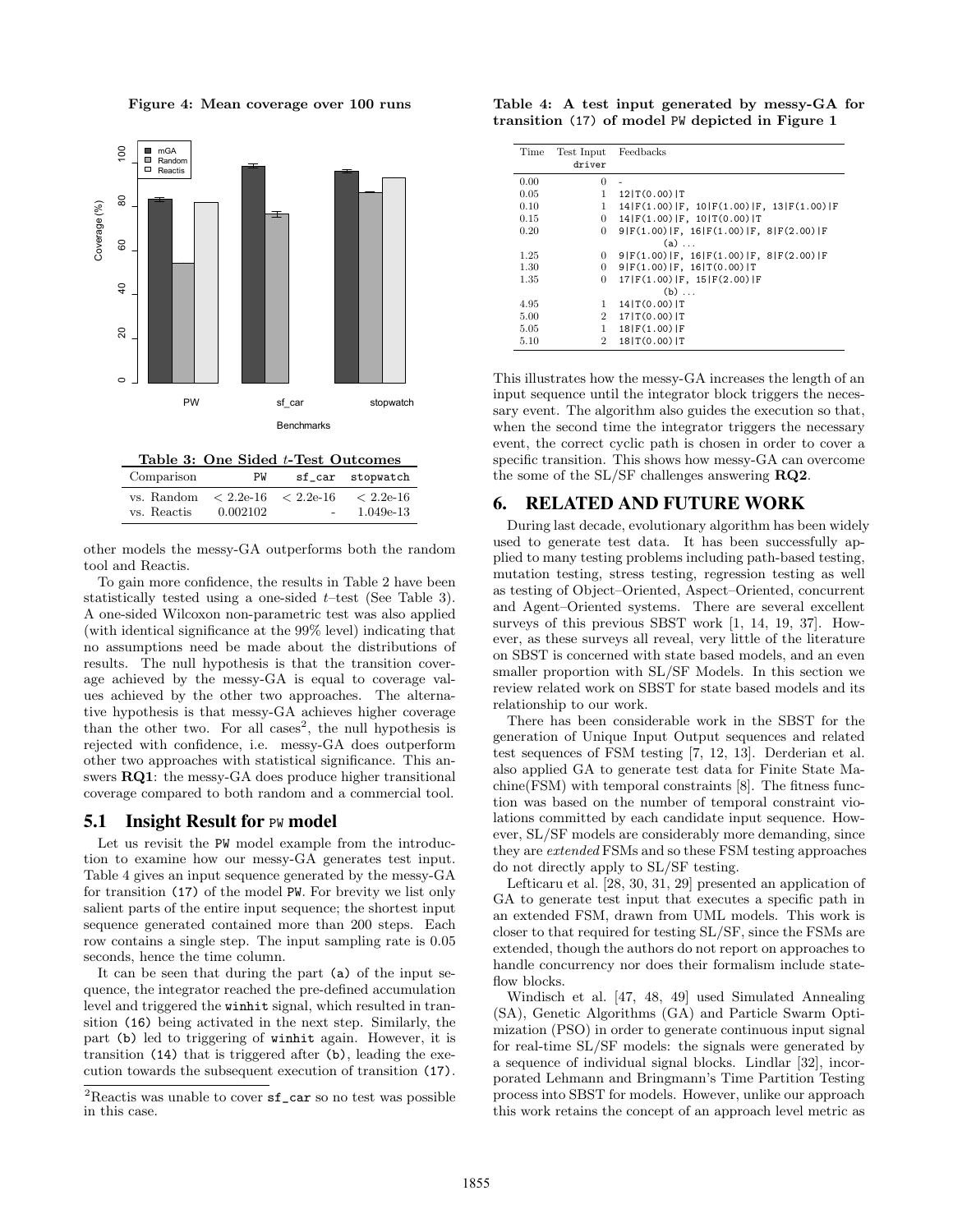**Figure 4: Mean coverage over 100 runs**

**Table 3: One Sided $t$-Test Outcomes**

| Comparison | PW | sf_car | stopwatch |
|---|---|---|---|
| vs. Random | $< 2.2e\text{-}16$ | $< 2.2e\text{-}16$ | $< 2.2e\text{-}16$ |
| vs. Reactis | 0.002102 | - | 1.049e-13 |

other models the messy-GA outperforms both the random tool and Reactis.

To gain more confidence, the results in Table 2 have been statistically tested using a one-sided $t$–test (See Table 3). A one-sided Wilcoxon non-parametric test was also applied (with identical significance at the 99% level) indicating that no assumptions need be made about the distributions of results. The null hypothesis is that the transition coverage achieved by the messy-GA is equal to coverage values achieved by the other two approaches. The alternative hypothesis is that messy-GA achieves higher coverage than the other two. For all cases[2], the null hypothesis is rejected with confidence, i.e. messy-GA does outperform other two approaches with statistical significance. This answers **RQ1**: the messy-GA does produce higher transitional coverage compared to both random and a commercial tool.

## 5.1 Insight Result for PW model

Let us revisit the PW model example from the introduction to examine how our messy-GA generates test input. Table 4 gives an input sequence generated by the messy-GA for transition (17) of the model PW. For brevity we list only salient parts of the entire input sequence; the shortest input sequence generated contained more than 200 steps. Each row contains a single step. The input sampling rate is 0.05 seconds, hence the time column.

It can be seen that during the part (a) of the input sequence, the integrator reached the pre-defined accumulation level and triggered the winhit signal, which resulted in transition (16) being activated in the next step. Similarly, the part (b) led to triggering of winhit again. However, it is transition (14) that is triggered after (b), leading the execution towards the subsequent execution of transition (17).

[2] Reactis was unable to cover sf_car so no test was possible in this case.

**Table 4: A test input generated by messy-GA for transition (17) of model PW depicted in Figure 1**

| Time | Test Input driver | Feedbacks |
|---|---|---|
| 0.00 | 0 | - |
| 0.05 | 1 | 12\|T(0.00)\|T |
| 0.10 | 1 | 14\|F(1.00)\|F, 10\|F(1.00)\|F, 13\|F(1.00)\|F |
| 0.15 | 0 | 14\|F(1.00)\|F, 10\|T(0.00)\|T |
| 0.20 | 0 | 9\|F(1.00)\|F, 16\|F(1.00)\|F, 8\|F(2.00)\|F |
| | | (a) ... |
| 1.25 | 0 | 9\|F(1.00)\|F, 16\|F(1.00)\|F, 8\|F(2.00)\|F |
| 1.30 | 0 | 9\|F(1.00)\|F, 16\|T(0.00)\|T |
| 1.35 | 0 | 17\|F(1.00)\|F, 15\|F(2.00)\|F |
| | | (b) ... |
| 4.95 | 1 | 14\|T(0.00)\|T |
| 5.00 | 2 | 17\|T(0.00)\|T |
| 5.05 | 1 | 18\|F(1.00)\|F |
| 5.10 | 2 | 18\|T(0.00)\|T |

This illustrates how the messy-GA increases the length of an input sequence until the integrator block triggers the necessary event. The algorithm also guides the execution so that, when the second time the integrator triggers the necessary event, the correct cyclic path is chosen in order to cover a specific transition. This shows how messy-GA can overcome the some of the SL/SF challenges answering **RQ2**.

# 6. RELATED AND FUTURE WORK

During last decade, evolutionary algorithm has been widely used to generate test data. It has been successfully applied to many testing problems including path-based testing, mutation testing, stress testing, regression testing as well as testing of Object–Oriented, Aspect–Oriented, concurrent and Agent–Oriented systems. There are several excellent surveys of this previous SBST work [1, 14, 19, 37]. However, as these surveys all reveal, very little of the literature on SBST is concerned with state based models, and an even smaller proportion with SL/SF Models. In this section we review related work on SBST for state based models and its relationship to our work.

There has been considerable work in the SBST for the generation of Unique Input Output sequences and related test sequences of FSM testing [7, 12, 13]. Derderian et al. also applied GA to generate test data for Finite State Machine(FSM) with temporal constraints [8]. The fitness function was based on the number of temporal constraint violations committed by each candidate input sequence. However, SL/SF models are considerably more demanding, since they are *extended* FSMs and so these FSM testing approaches do not directly apply to SL/SF testing.

Lefticaru et al. [28, 30, 31, 29] presented an application of GA to generate test input that executes a specific path in an extended FSM, drawn from UML models. This work is closer to that required for testing SL/SF, since the FSMs are extended, though the authors do not report on approaches to handle concurrency nor does their formalism include stateflow blocks.

Windisch et al. [47, 48, 49] used Simulated Annealing (SA), Genetic Algorithms (GA) and Particle Swarm Optimization (PSO) in order to generate continuous input signal for real-time SL/SF models: the signals were generated by a sequence of individual signal blocks. Lindlar [32], incorporated Lehmann and Bringmann's Time Partition Testing process into SBST for models. However, unlike our approach this work retains the concept of an approach level metric as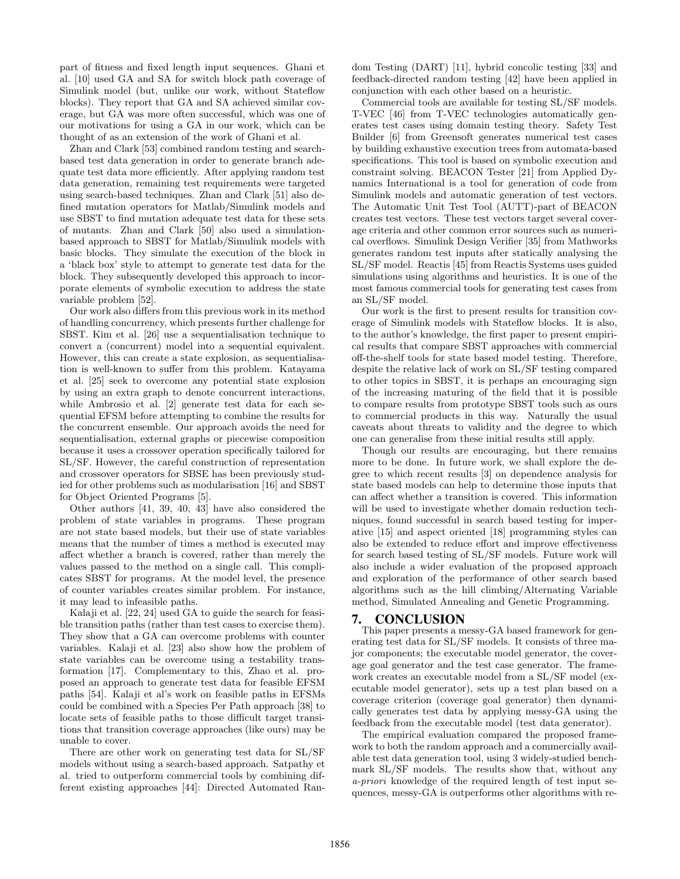part of fitness and fixed length input sequences. Ghani et al. [10] used GA and SA for switch block path coverage of Simulink model (but, unlike our work, without Stateflow blocks). They report that GA and SA achieved similar coverage, but GA was more often successful, which was one of our motivations for using a GA in our work, which can be thought of as an extension of the work of Ghani et al.

Zhan and Clark [53] combined random testing and search-based test data generation in order to generate branch adequate test data more efficiently. After applying random test data generation, remaining test requirements were targeted using search-based techniques. Zhan and Clark [51] also defined mutation operators for Matlab/Simulink models and use SBST to find mutation adequate test data for these sets of mutants. Zhan and Clark [50] also used a simulation-based approach to SBST for Matlab/Simulink models with basic blocks. They simulate the execution of the block in a 'black box' style to attempt to generate test data for the block. They subsequently developed this approach to incorporate elements of symbolic execution to address the state variable problem [52].

Our work also differs from this previous work in its method of handling concurrency, which presents further challenge for SBST. Kim et al. [26] use a sequentialisation technique to convert a (concurrent) model into a sequential equivalent. However, this can create a state explosion, as sequentialisation is well-known to suffer from this problem. Katayama et al. [25] seek to overcome any potential state explosion by using an extra graph to denote concurrent interactions, while Ambrosio et al. [2] generate test data for each sequential EFSM before attempting to combine the results for the concurrent ensemble. Our approach avoids the need for sequentialisation, external graphs or piecewise composition because it uses a crossover operation specifically tailored for SL/SF. However, the careful construction of representation and crossover operators for SBSE has been previously studied for other problems such as modularisation [16] and SBST for Object Oriented Programs [5].

Other authors [41, 39, 40, 43] have also considered the problem of state variables in programs. These program are not state based models, but their use of state variables means that the number of times a method is executed may affect whether a branch is covered, rather than merely the values passed to the method on a single call. This complicates SBST for programs. At the model level, the presence of counter variables creates similar problem. For instance, it may lead to infeasible paths.

Kalaji et al. [22, 24] used GA to guide the search for feasible transition paths (rather than test cases to exercise them). They show that a GA can overcome problems with counter variables. Kalaji et al. [23] also show how the problem of state variables can be overcome using a testability transformation [17]. Complementary to this, Zhao et al. proposed an approach to generate test data for feasible EFSM paths [54]. Kalaji et al's work on feasible paths in EFSMs could be combined with a Species Per Path approach [38] to locate sets of feasible paths to those difficult target transitions that transition coverage approaches (like ours) may be unable to cover.

There are other work on generating test data for SL/SF models without using a search-based approach. Satpathy et al. tried to outperform commercial tools by combining different existing approaches [44]: Directed Automated Random Testing (DART) [11], hybrid concolic testing [33] and feedback-directed random testing [42] have been applied in conjunction with each other based on a heuristic.

Commercial tools are available for testing SL/SF models. T-VEC [46] from T-VEC technologies automatically generates test cases using domain testing theory. Safety Test Builder [6] from Greensoft generates numerical test cases by building exhaustive execution trees from automata-based specifications. This tool is based on symbolic execution and constraint solving. BEACON Tester [21] from Applied Dynamics International is a tool for generation of code from Simulink models and automatic generation of test vectors. The Automatic Unit Test Tool (AUTT)-part of BEACON creates test vectors. These test vectors target several coverage criteria and other common error sources such as numerical overflows. Simulink Design Verifier [35] from Mathworks generates random test inputs after statically analysing the SL/SF model. Reactis [45] from Reactis Systems uses guided simulations using algorithms and heuristics. It is one of the most famous commercial tools for generating test cases from an SL/SF model.

Our work is the first to present results for transition coverage of Simulink models with Stateflow blocks. It is also, to the author's knowledge, the first paper to present empirical results that compare SBST approaches with commercial off-the-shelf tools for state based model testing. Therefore, despite the relative lack of work on SL/SF testing compared to other topics in SBST, it is perhaps an encouraging sign of the increasing maturing of the field that it is possible to compare results from prototype SBST tools such as ours to commercial products in this way. Naturally the usual caveats about threats to validity and the degree to which one can generalise from these initial results still apply.

Though our results are encouraging, but there remains more to be done. In future work, we shall explore the degree to which recent results [3] on dependence analysis for state based models can help to determine those inputs that can affect whether a transition is covered. This information will be used to investigate whether domain reduction techniques, found successful in search based testing for imperative [15] and aspect oriented [18] programming styles can also be extended to reduce effort and improve effectiveness for search based testing of SL/SF models. Future work will also include a wider evaluation of the proposed approach and exploration of the performance of other search based algorithms such as the hill climbing/Alternating Variable method, Simulated Annealing and Genetic Programming.

## 7. CONCLUSION

This paper presents a messy-GA based framework for generating test data for SL/SF models. It consists of three major components; the executable model generator, the coverage goal generator and the test case generator. The framework creates an executable model from a SL/SF model (executable model generator), sets up a test plan based on a coverage criterion (coverage goal generator) then dynamically generates test data by applying messy-GA using the feedback from the executable model (test data generator).

The empirical evaluation compared the proposed framework to both the random approach and a commercially available test data generation tool, using 3 widely-studied benchmark SL/SF models. The results show that, without any *a-priori* knowledge of the required length of test input sequences, messy-GA is outperforms other algorithms with re-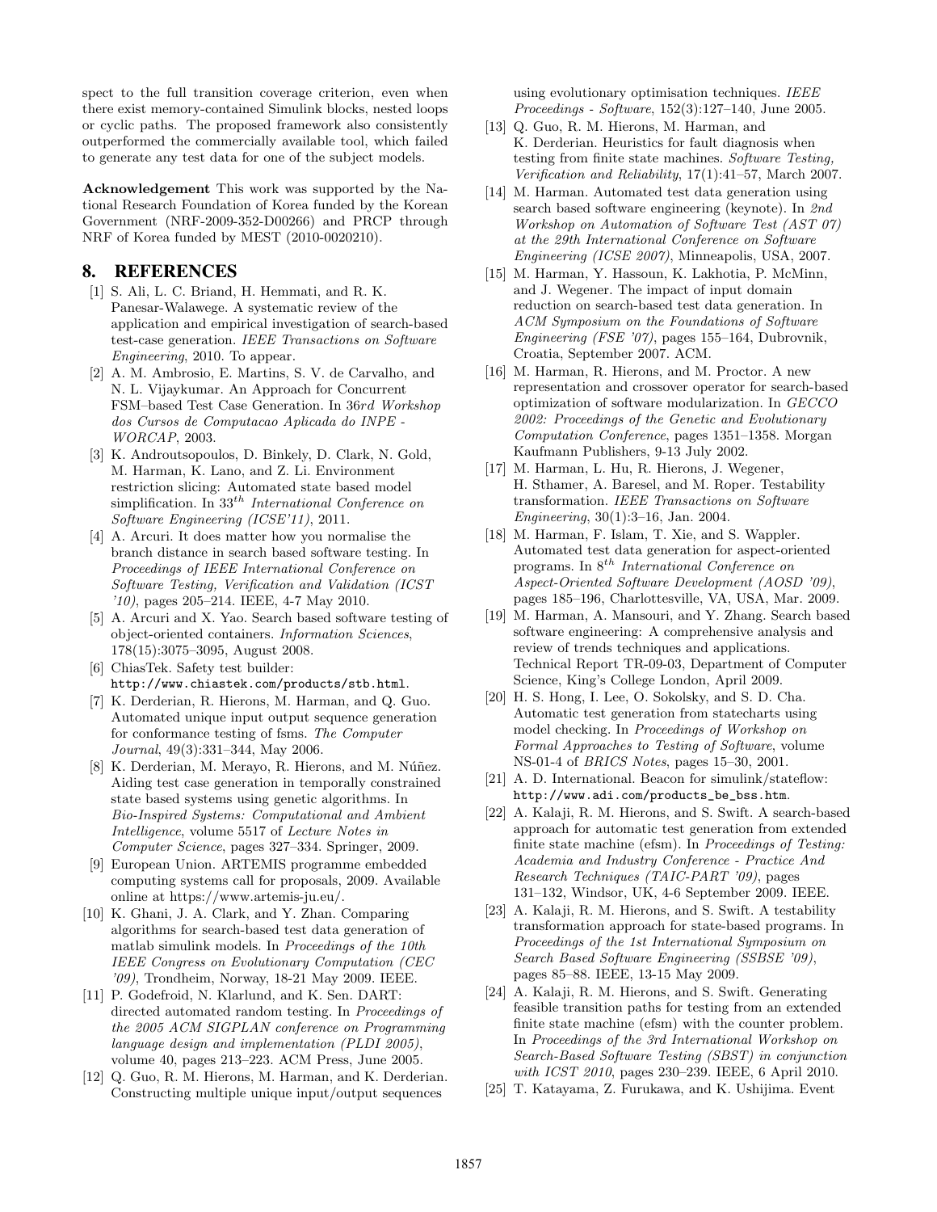spect to the full transition coverage criterion, even when there exist memory-contained Simulink blocks, nested loops or cyclic paths. The proposed framework also consistently outperformed the commercially available tool, which failed to generate any test data for one of the subject models.

**Acknowledgement** This work was supported by the National Research Foundation of Korea funded by the Korean Government (NRF-2009-352-D00266) and PRCP through NRF of Korea funded by MEST (2010-0020210).

## 8. REFERENCES

[1] S. Ali, L. C. Briand, H. Hemmati, and R. K. Panesar-Walawege. A systematic review of the application and empirical investigation of search-based test-case generation. *IEEE Transactions on Software Engineering*, 2010. To appear.

[2] A. M. Ambrosio, E. Martins, S. V. de Carvalho, and N. L. Vijaykumar. An Approach for Concurrent FSM–based Test Case Generation. In *36rd Workshop dos Cursos de Computacao Aplicada do INPE - WORCAP*, 2003.

[3] K. Androutsopoulos, D. Binkely, D. Clark, N. Gold, M. Harman, K. Lano, and Z. Li. Environment restriction slicing: Automated state based model simplification. In *33th International Conference on Software Engineering (ICSE'11)*, 2011.

[4] A. Arcuri. It does matter how you normalise the branch distance in search based software testing. In *Proceedings of IEEE International Conference on Software Testing, Verification and Validation (ICST '10)*, pages 205–214. IEEE, 4-7 May 2010.

[5] A. Arcuri and X. Yao. Search based software testing of object-oriented containers. *Information Sciences*, 178(15):3075–3095, August 2008.

[6] ChiasTek. Safety test builder: http://www.chiastek.com/products/stb.html.

[7] K. Derderian, R. Hierons, M. Harman, and Q. Guo. Automated unique input output sequence generation for conformance testing of fsms. *The Computer Journal*, 49(3):331–344, May 2006.

[8] K. Derderian, M. Merayo, R. Hierons, and M. Núñez. Aiding test case generation in temporally constrained state based systems using genetic algorithms. In *Bio-Inspired Systems: Computational and Ambient Intelligence*, volume 5517 of *Lecture Notes in Computer Science*, pages 327–334. Springer, 2009.

[9] European Union. ARTEMIS programme embedded computing systems call for proposals, 2009. Available online at https://www.artemis-ju.eu/.

[10] K. Ghani, J. A. Clark, and Y. Zhan. Comparing algorithms for search-based test data generation of matlab simulink models. In *Proceedings of the 10th IEEE Congress on Evolutionary Computation (CEC '09)*, Trondheim, Norway, 18-21 May 2009. IEEE.

[11] P. Godefroid, N. Klarlund, and K. Sen. DART: directed automated random testing. In *Proceedings of the 2005 ACM SIGPLAN conference on Programming language design and implementation (PLDI 2005)*, volume 40, pages 213–223. ACM Press, June 2005.

[12] Q. Guo, R. M. Hierons, M. Harman, and K. Derderian. Constructing multiple unique input/output sequences using evolutionary optimisation techniques. *IEEE Proceedings - Software*, 152(3):127–140, June 2005.

[13] Q. Guo, R. M. Hierons, M. Harman, and K. Derderian. Heuristics for fault diagnosis when testing from finite state machines. *Software Testing, Verification and Reliability*, 17(1):41–57, March 2007.

[14] M. Harman. Automated test data generation using search based software engineering (keynote). In *2nd Workshop on Automation of Software Test (AST 07) at the 29th International Conference on Software Engineering (ICSE 2007)*, Minneapolis, USA, 2007.

[15] M. Harman, Y. Hassoun, K. Lakhotia, P. McMinn, and J. Wegener. The impact of input domain reduction on search-based test data generation. In *ACM Symposium on the Foundations of Software Engineering (FSE '07)*, pages 155–164, Dubrovnik, Croatia, September 2007. ACM.

[16] M. Harman, R. Hierons, and M. Proctor. A new representation and crossover operator for search-based optimization of software modularization. In *GECCO 2002: Proceedings of the Genetic and Evolutionary Computation Conference*, pages 1351–1358. Morgan Kaufmann Publishers, 9-13 July 2002.

[17] M. Harman, L. Hu, R. Hierons, J. Wegener, H. Sthamer, A. Baresel, and M. Roper. Testability transformation. *IEEE Transactions on Software Engineering*, 30(1):3–16, Jan. 2004.

[18] M. Harman, F. Islam, T. Xie, and S. Wappler. Automated test data generation for aspect-oriented programs. In *8th International Conference on Aspect-Oriented Software Development (AOSD '09)*, pages 185–196, Charlottesville, VA, USA, Mar. 2009.

[19] M. Harman, A. Mansouri, and Y. Zhang. Search based software engineering: A comprehensive analysis and review of trends techniques and applications. Technical Report TR-09-03, Department of Computer Science, King's College London, April 2009.

[20] H. S. Hong, I. Lee, O. Sokolsky, and S. D. Cha. Automatic test generation from statecharts using model checking. In *Proceedings of Workshop on Formal Approaches to Testing of Software*, volume NS-01-4 of *BRICS Notes*, pages 15–30, 2001.

[21] A. D. International. Beacon for simulink/stateflow: http://www.adi.com/products_be_bss.htm.

[22] A. Kalaji, R. M. Hierons, and S. Swift. A search-based approach for automatic test generation from extended finite state machine (efsm). In *Proceedings of Testing: Academia and Industry Conference - Practice And Research Techniques (TAIC-PART '09)*, pages 131–132, Windsor, UK, 4-6 September 2009. IEEE.

[23] A. Kalaji, R. M. Hierons, and S. Swift. A testability transformation approach for state-based programs. In *Proceedings of the 1st International Symposium on Search Based Software Engineering (SSBSE '09)*, pages 85–88. IEEE, 13-15 May 2009.

[24] A. Kalaji, R. M. Hierons, and S. Swift. Generating feasible transition paths for testing from an extended finite state machine (efsm) with the counter problem. In *Proceedings of the 3rd International Workshop on Search-Based Software Testing (SBST) in conjunction with ICST 2010*, pages 230–239. IEEE, 6 April 2010.

[25] T. Katayama, Z. Furukawa, and K. Ushijima. Event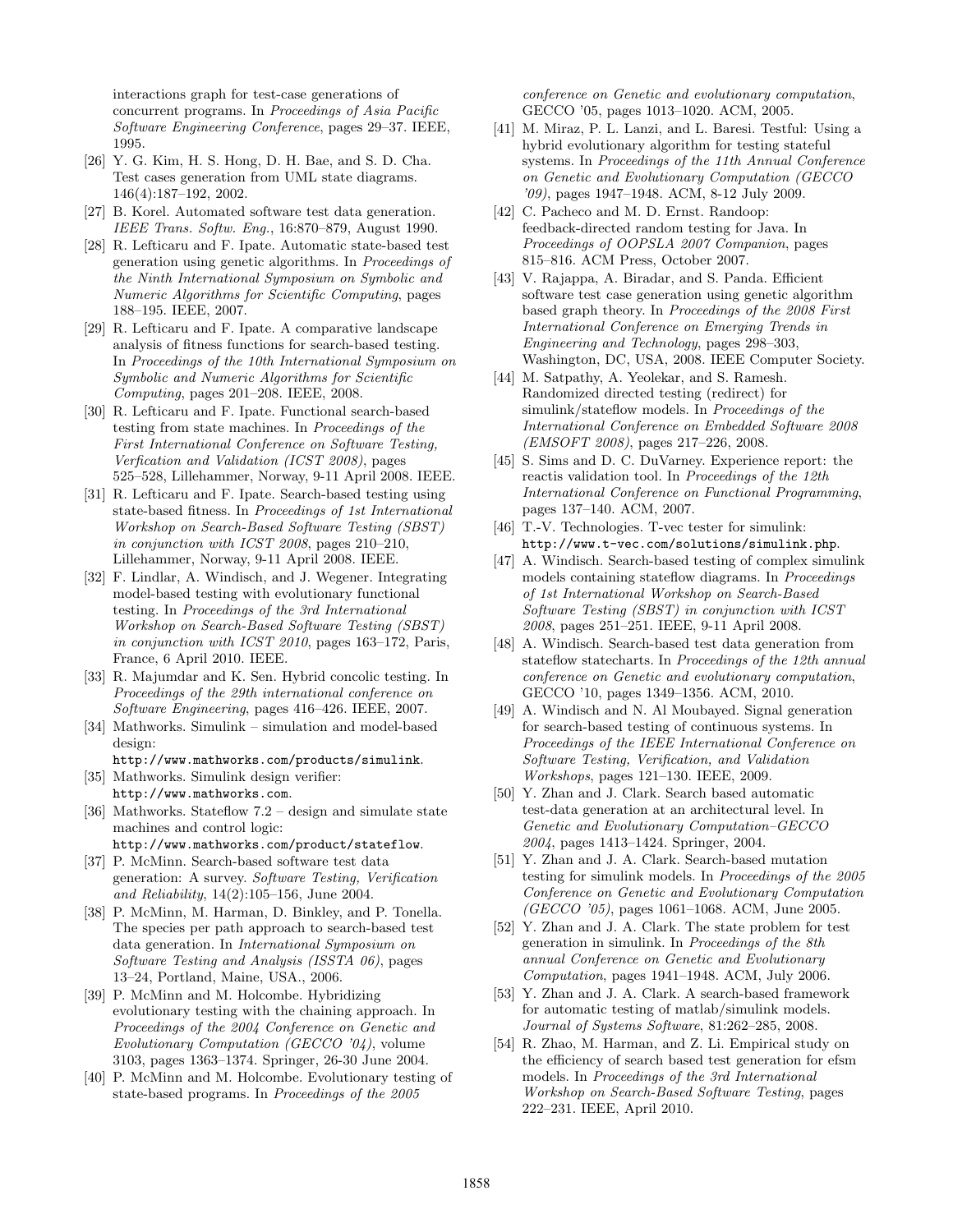interactions graph for test-case generations of concurrent programs. In *Proceedings of Asia Pacific Software Engineering Conference*, pages 29–37. IEEE, 1995.

[26] Y. G. Kim, H. S. Hong, D. H. Bae, and S. D. Cha. Test cases generation from UML state diagrams. 146(4):187–192, 2002.

[27] B. Korel. Automated software test data generation. *IEEE Trans. Softw. Eng.*, 16:870–879, August 1990.

[28] R. Lefticaru and F. Ipate. Automatic state-based test generation using genetic algorithms. In *Proceedings of the Ninth International Symposium on Symbolic and Numeric Algorithms for Scientific Computing*, pages 188–195. IEEE, 2007.

[29] R. Lefticaru and F. Ipate. A comparative landscape analysis of fitness functions for search-based testing. In *Proceedings of the 10th International Symposium on Symbolic and Numeric Algorithms for Scientific Computing*, pages 201–208. IEEE, 2008.

[30] R. Lefticaru and F. Ipate. Functional search-based testing from state machines. In *Proceedings of the First International Conference on Software Testing, Verfication and Validation (ICST 2008)*, pages 525–528, Lillehammer, Norway, 9-11 April 2008. IEEE.

[31] R. Lefticaru and F. Ipate. Search-based testing using state-based fitness. In *Proceedings of 1st International Workshop on Search-Based Software Testing (SBST) in conjunction with ICST 2008*, pages 210–210, Lillehammer, Norway, 9-11 April 2008. IEEE.

[32] F. Lindlar, A. Windisch, and J. Wegener. Integrating model-based testing with evolutionary functional testing. In *Proceedings of the 3rd International Workshop on Search-Based Software Testing (SBST) in conjunction with ICST 2010*, pages 163–172, Paris, France, 6 April 2010. IEEE.

[33] R. Majumdar and K. Sen. Hybrid concolic testing. In *Proceedings of the 29th international conference on Software Engineering*, pages 416–426. IEEE, 2007.

[34] Mathworks. Simulink – simulation and model-based design: `http://www.mathworks.com/products/simulink`.

[35] Mathworks. Simulink design verifier: `http://www.mathworks.com`.

[36] Mathworks. Stateflow 7.2 – design and simulate state machines and control logic: `http://www.mathworks.com/product/stateflow`.

[37] P. McMinn. Search-based software test data generation: A survey. *Software Testing, Verification and Reliability*, 14(2):105–156, June 2004.

[38] P. McMinn, M. Harman, D. Binkley, and P. Tonella. The species per path approach to search-based test data generation. In *International Symposium on Software Testing and Analysis (ISSTA 06)*, pages 13–24, Portland, Maine, USA., 2006.

[39] P. McMinn and M. Holcombe. Hybridizing evolutionary testing with the chaining approach. In *Proceedings of the 2004 Conference on Genetic and Evolutionary Computation (GECCO '04)*, volume 3103, pages 1363–1374. Springer, 26-30 June 2004.

[40] P. McMinn and M. Holcombe. Evolutionary testing of state-based programs. In *Proceedings of the 2005 conference on Genetic and evolutionary computation*, GECCO '05, pages 1013–1020. ACM, 2005.

[41] M. Miraz, P. L. Lanzi, and L. Baresi. Testful: Using a hybrid evolutionary algorithm for testing stateful systems. In *Proceedings of the 11th Annual Conference on Genetic and Evolutionary Computation (GECCO '09)*, pages 1947–1948. ACM, 8-12 July 2009.

[42] C. Pacheco and M. D. Ernst. Randoop: feedback-directed random testing for Java. In *Proceedings of OOPSLA 2007 Companion*, pages 815–816. ACM Press, October 2007.

[43] V. Rajappa, A. Biradar, and S. Panda. Efficient software test case generation using genetic algorithm based graph theory. In *Proceedings of the 2008 First International Conference on Emerging Trends in Engineering and Technology*, pages 298–303, Washington, DC, USA, 2008. IEEE Computer Society.

[44] M. Satpathy, A. Yeolekar, and S. Ramesh. Randomized directed testing (redirect) for simulink/stateflow models. In *Proceedings of the International Conference on Embedded Software 2008 (EMSOFT 2008)*, pages 217–226, 2008.

[45] S. Sims and D. C. DuVarney. Experience report: the reactis validation tool. In *Proceedings of the 12th International Conference on Functional Programming*, pages 137–140. ACM, 2007.

[46] T.-V. Technologies. T-vec tester for simulink: `http://www.t-vec.com/solutions/simulink.php`.

[47] A. Windisch. Search-based testing of complex simulink models containing stateflow diagrams. In *Proceedings of 1st International Workshop on Search-Based Software Testing (SBST) in conjunction with ICST 2008*, pages 251–251. IEEE, 9-11 April 2008.

[48] A. Windisch. Search-based test data generation from stateflow statecharts. In *Proceedings of the 12th annual conference on Genetic and evolutionary computation*, GECCO '10, pages 1349–1356. ACM, 2010.

[49] A. Windisch and N. Al Moubayed. Signal generation for search-based testing of continuous systems. In *Proceedings of the IEEE International Conference on Software Testing, Verification, and Validation Workshops*, pages 121–130. IEEE, 2009.

[50] Y. Zhan and J. Clark. Search based automatic test-data generation at an architectural level. In *Genetic and Evolutionary Computation–GECCO 2004*, pages 1413–1424. Springer, 2004.

[51] Y. Zhan and J. A. Clark. Search-based mutation testing for simulink models. In *Proceedings of the 2005 Conference on Genetic and Evolutionary Computation (GECCO '05)*, pages 1061–1068. ACM, June 2005.

[52] Y. Zhan and J. A. Clark. The state problem for test generation in simulink. In *Proceedings of the 8th annual Conference on Genetic and Evolutionary Computation*, pages 1941–1948. ACM, July 2006.

[53] Y. Zhan and J. A. Clark. A search-based framework for automatic testing of matlab/simulink models. *Journal of Systems Software*, 81:262–285, 2008.

[54] R. Zhao, M. Harman, and Z. Li. Empirical study on the efficiency of search based test generation for efsm models. In *Proceedings of the 3rd International Workshop on Search-Based Software Testing*, pages 222–231. IEEE, April 2010.